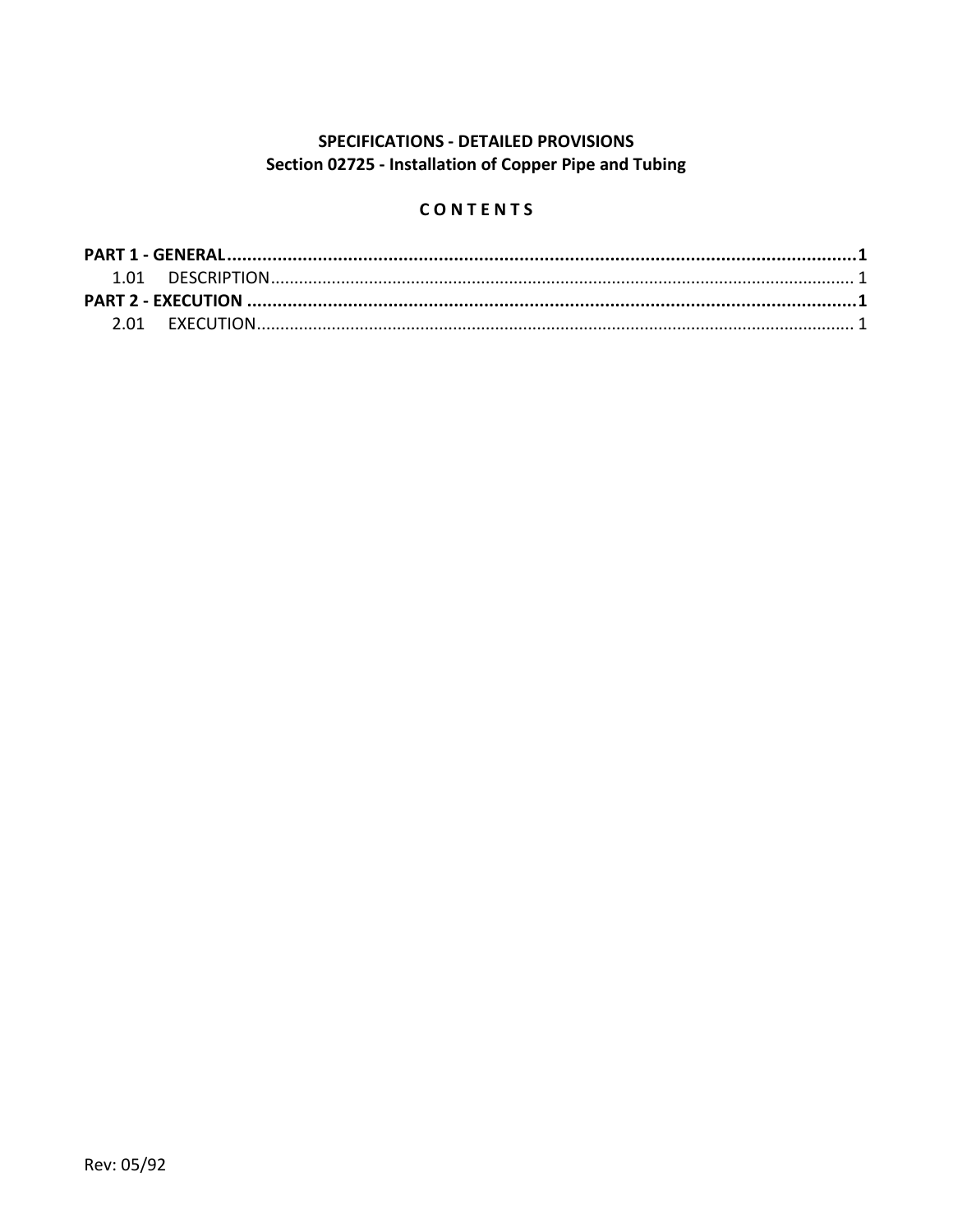**SPECIFICATIONS - DETAILED PROVISIONS**
**Section 02725 - Installation of Copper Pipe and Tubing**

**C O N T E N T S**

**PART 1 - GENERAL..........................................................................................................................1**
  1.01 DESCRIPTION.......................................................................................................................... 1
**PART 2 - EXECUTION .......................................................................................................................1**
  2.01 EXECUTION............................................................................................................................. 1

Rev: 05/92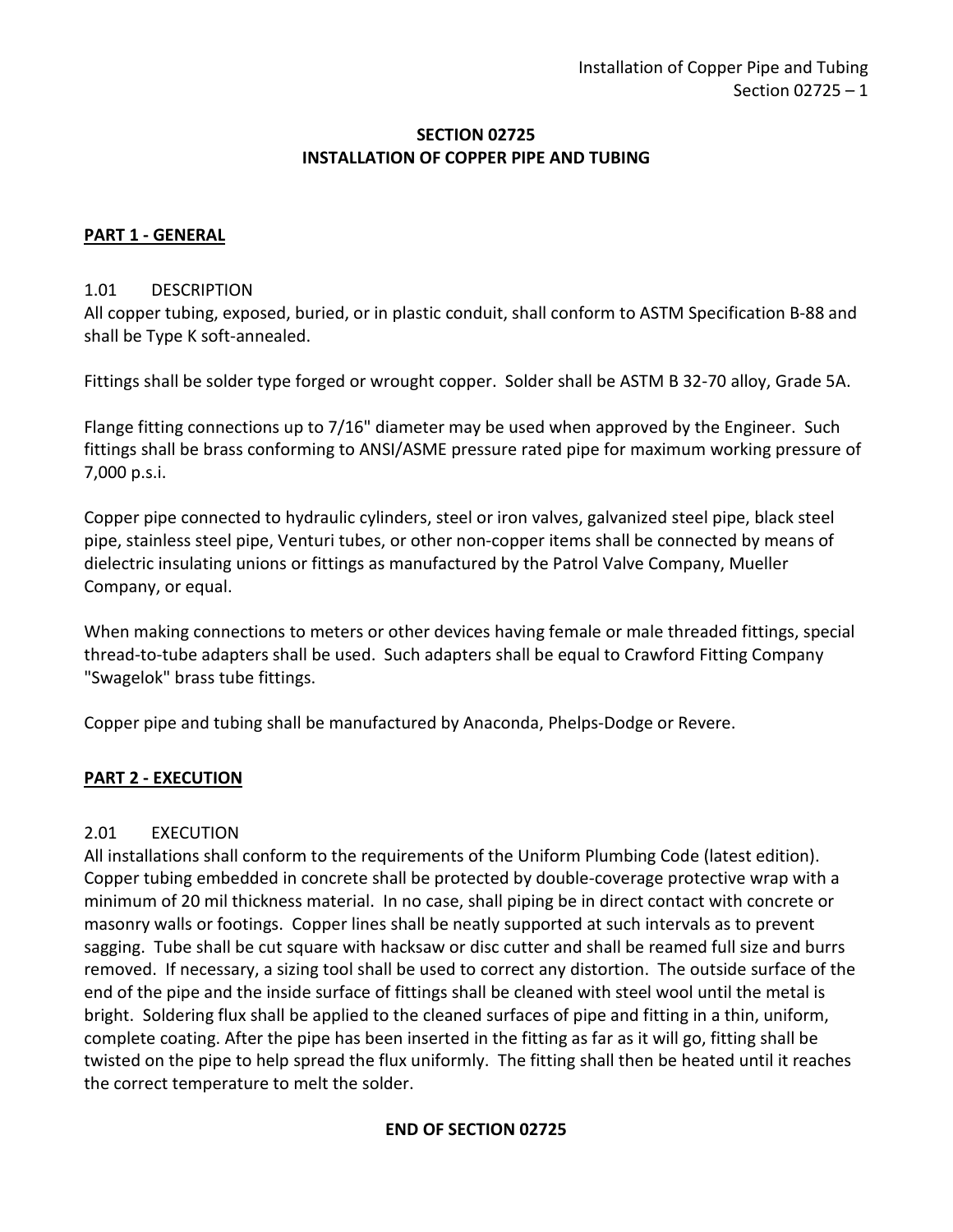# SECTION 02725
# INSTALLATION OF COPPER PIPE AND TUBING

## PART 1 - GENERAL

### 1.01 DESCRIPTION

All copper tubing, exposed, buried, or in plastic conduit, shall conform to ASTM Specification B-88 and shall be Type K soft-annealed.

Fittings shall be solder type forged or wrought copper. Solder shall be ASTM B 32-70 alloy, Grade 5A.

Flange fitting connections up to 7/16" diameter may be used when approved by the Engineer. Such fittings shall be brass conforming to ANSI/ASME pressure rated pipe for maximum working pressure of 7,000 p.s.i.

Copper pipe connected to hydraulic cylinders, steel or iron valves, galvanized steel pipe, black steel pipe, stainless steel pipe, Venturi tubes, or other non-copper items shall be connected by means of dielectric insulating unions or fittings as manufactured by the Patrol Valve Company, Mueller Company, or equal.

When making connections to meters or other devices having female or male threaded fittings, special thread-to-tube adapters shall be used. Such adapters shall be equal to Crawford Fitting Company "Swagelok" brass tube fittings.

Copper pipe and tubing shall be manufactured by Anaconda, Phelps-Dodge or Revere.

## PART 2 - EXECUTION

### 2.01 EXECUTION

All installations shall conform to the requirements of the Uniform Plumbing Code (latest edition). Copper tubing embedded in concrete shall be protected by double-coverage protective wrap with a minimum of 20 mil thickness material. In no case, shall piping be in direct contact with concrete or masonry walls or footings. Copper lines shall be neatly supported at such intervals as to prevent sagging. Tube shall be cut square with hacksaw or disc cutter and shall be reamed full size and burrs removed. If necessary, a sizing tool shall be used to correct any distortion. The outside surface of the end of the pipe and the inside surface of fittings shall be cleaned with steel wool until the metal is bright. Soldering flux shall be applied to the cleaned surfaces of pipe and fitting in a thin, uniform, complete coating. After the pipe has been inserted in the fitting as far as it will go, fitting shall be twisted on the pipe to help spread the flux uniformly. The fitting shall then be heated until it reaches the correct temperature to melt the solder.

**END OF SECTION 02725**